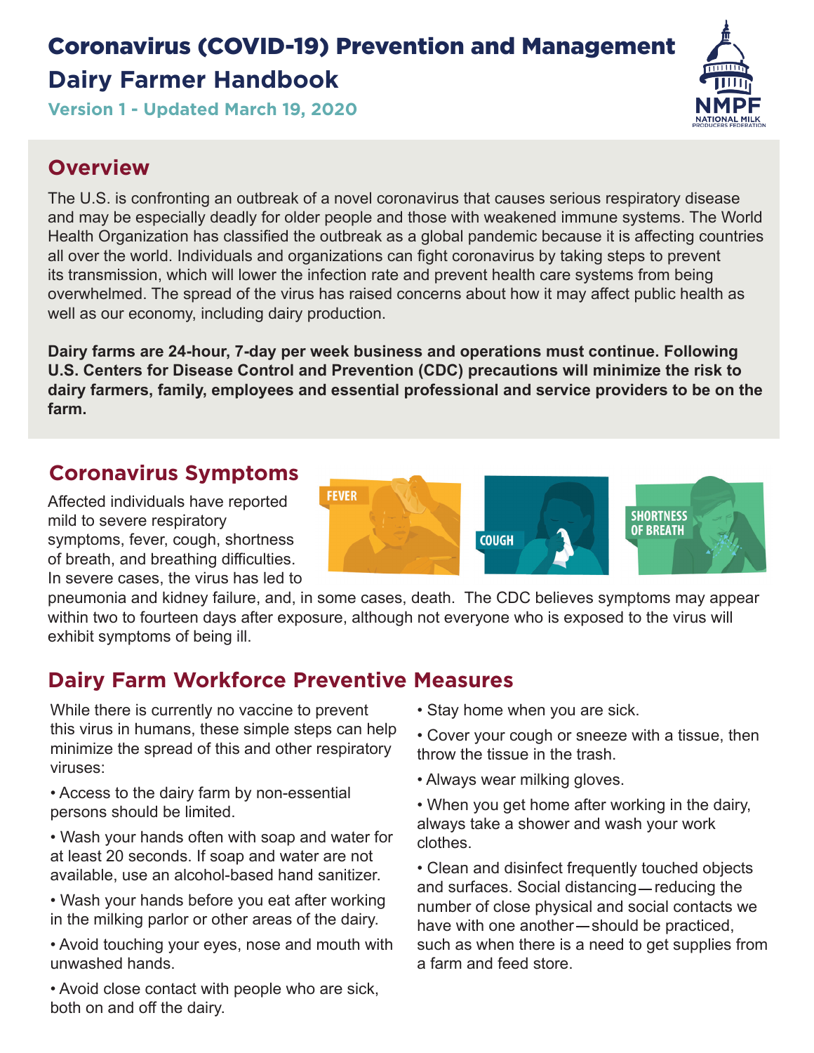# Coronavirus (COVID-19) Prevention and Management

# Dairy Farmer Handbook

**Version 1 - Updated March 19, 2020**

## Overview

The U.S. is confronting an outbreak of a novel coronavirus that causes serious respiratory disease and may be especially deadly for older people and those with weakened immune systems. The World Health Organization has classified the outbreak as a global pandemic because it is affecting countries all over the world. Individuals and organizations can fight coronavirus by taking steps to prevent its transmission, which will lower the infection rate and prevent health care systems from being overwhelmed. The spread of the virus has raised concerns about how it may affect public health as well as our economy, including dairy production.

**Dairy farms are 24-hour, 7-day per week business and operations must continue. Following U.S. Centers for Disease Control and Prevention (CDC) precautions will minimize the risk to dairy farmers, family, employees and essential professional and service providers to be on the farm.**

## Coronavirus Symptoms

Affected individuals have reported mild to severe respiratory symptoms, fever, cough, shortness of breath, and breathing difficulties. In severe cases, the virus has led to pneumonia and kidney failure, and, in some cases, death. The CDC believes symptoms may appear within two to fourteen days after exposure, although not everyone who is exposed to the virus will exhibit symptoms of being ill.

## Dairy Farm Workforce Preventive Measures

While there is currently no vaccine to prevent this virus in humans, these simple steps can help minimize the spread of this and other respiratory viruses:

- Access to the dairy farm by non-essential persons should be limited.
- Wash your hands often with soap and water for at least 20 seconds. If soap and water are not available, use an alcohol-based hand sanitizer.
- Wash your hands before you eat after working in the milking parlor or other areas of the dairy.
- Avoid touching your eyes, nose and mouth with unwashed hands.
- Avoid close contact with people who are sick, both on and off the dairy.
- Stay home when you are sick.
- Cover your cough or sneeze with a tissue, then throw the tissue in the trash.
- Always wear milking gloves.
- When you get home after working in the dairy, always take a shower and wash your work clothes.
- Clean and disinfect frequently touched objects and surfaces. Social distancing—reducing the number of close physical and social contacts we have with one another—should be practiced, such as when there is a need to get supplies from a farm and feed store.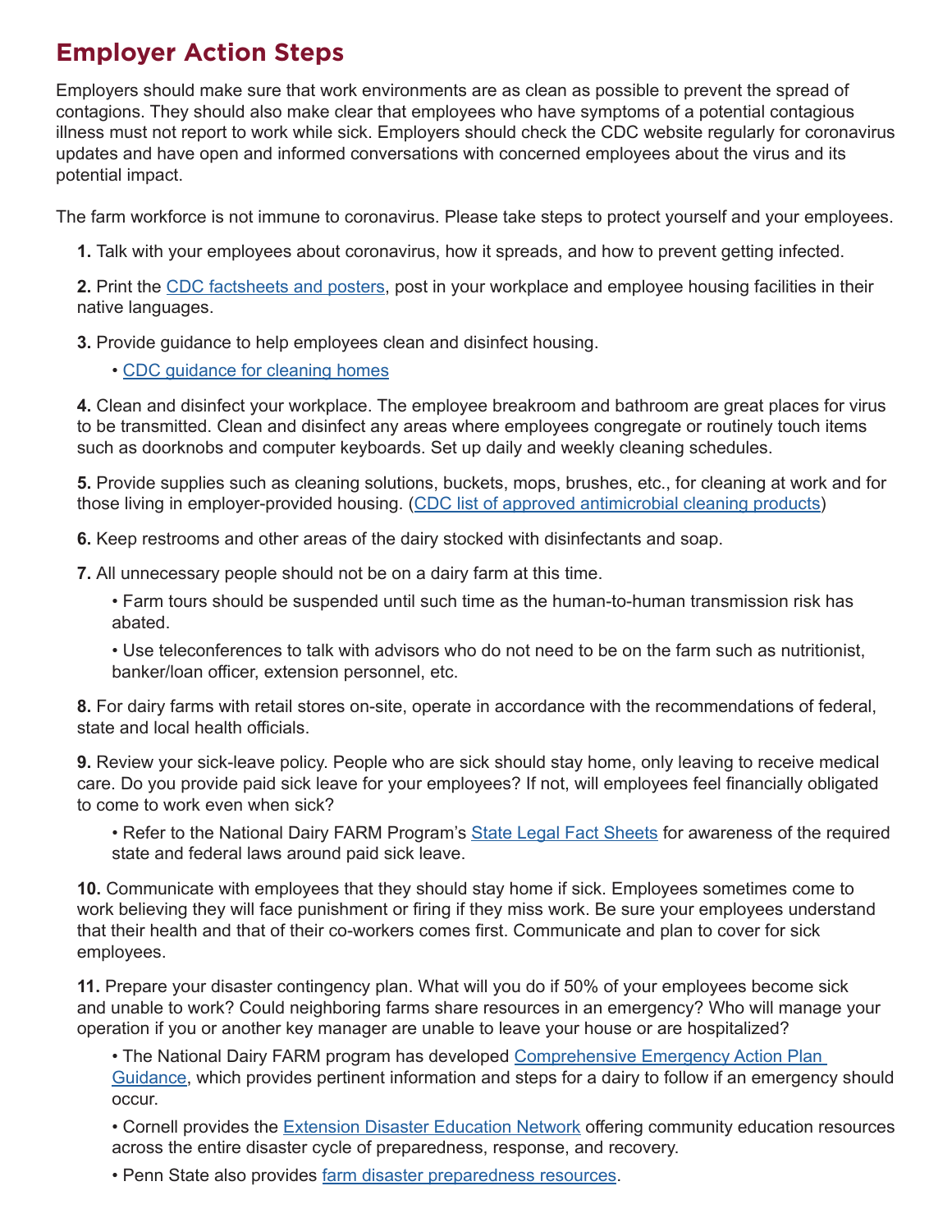## Employer Action Steps

Employers should make sure that work environments are as clean as possible to prevent the spread of contagions. They should also make clear that employees who have symptoms of a potential contagious illness must not report to work while sick. Employers should check the CDC website regularly for coronavirus updates and have open and informed conversations with concerned employees about the virus and its potential impact.

The farm workforce is not immune to coronavirus. Please take steps to protect yourself and your employees.

**1.** Talk with your employees about coronavirus, how it spreads, and how to prevent getting infected.

**2.** Print the CDC factsheets and posters, post in your workplace and employee housing facilities in their native languages.

**3.** Provide guidance to help employees clean and disinfect housing.

- CDC guidance for cleaning homes

**4.** Clean and disinfect your workplace. The employee breakroom and bathroom are great places for virus to be transmitted. Clean and disinfect any areas where employees congregate or routinely touch items such as doorknobs and computer keyboards. Set up daily and weekly cleaning schedules.

**5.** Provide supplies such as cleaning solutions, buckets, mops, brushes, etc., for cleaning at work and for those living in employer-provided housing. (CDC list of approved antimicrobial cleaning products)

**6.** Keep restrooms and other areas of the dairy stocked with disinfectants and soap.

**7.** All unnecessary people should not be on a dairy farm at this time.

- Farm tours should be suspended until such time as the human-to-human transmission risk has abated.
- Use teleconferences to talk with advisors who do not need to be on the farm such as nutritionist, banker/loan officer, extension personnel, etc.

**8.** For dairy farms with retail stores on-site, operate in accordance with the recommendations of federal, state and local health officials.

**9.** Review your sick-leave policy. People who are sick should stay home, only leaving to receive medical care. Do you provide paid sick leave for your employees? If not, will employees feel financially obligated to come to work even when sick?

- Refer to the National Dairy FARM Program's State Legal Fact Sheets for awareness of the required state and federal laws around paid sick leave.

**10.** Communicate with employees that they should stay home if sick. Employees sometimes come to work believing they will face punishment or firing if they miss work. Be sure your employees understand that their health and that of their co-workers comes first. Communicate and plan to cover for sick employees.

**11.** Prepare your disaster contingency plan. What will you do if 50% of your employees become sick and unable to work? Could neighboring farms share resources in an emergency? Who will manage your operation if you or another key manager are unable to leave your house or are hospitalized?

- The National Dairy FARM program has developed Comprehensive Emergency Action Plan Guidance, which provides pertinent information and steps for a dairy to follow if an emergency should occur.
- Cornell provides the Extension Disaster Education Network offering community education resources across the entire disaster cycle of preparedness, response, and recovery.
- Penn State also provides farm disaster preparedness resources.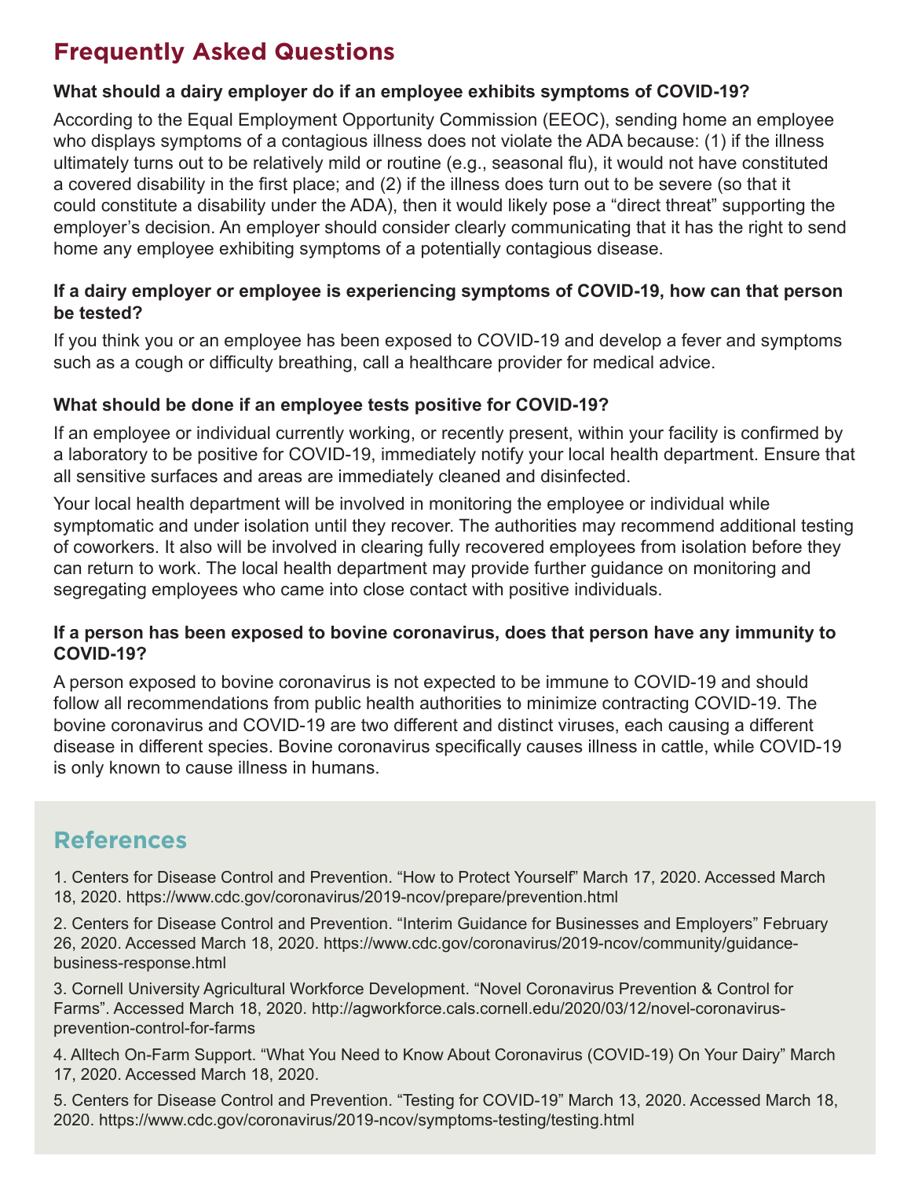## Frequently Asked Questions

**What should a dairy employer do if an employee exhibits symptoms of COVID-19?**

According to the Equal Employment Opportunity Commission (EEOC), sending home an employee who displays symptoms of a contagious illness does not violate the ADA because: (1) if the illness ultimately turns out to be relatively mild or routine (e.g., seasonal flu), it would not have constituted a covered disability in the first place; and (2) if the illness does turn out to be severe (so that it could constitute a disability under the ADA), then it would likely pose a "direct threat" supporting the employer's decision. An employer should consider clearly communicating that it has the right to send home any employee exhibiting symptoms of a potentially contagious disease.

**If a dairy employer or employee is experiencing symptoms of COVID-19, how can that person be tested?**

If you think you or an employee has been exposed to COVID-19 and develop a fever and symptoms such as a cough or difficulty breathing, call a healthcare provider for medical advice.

**What should be done if an employee tests positive for COVID-19?**

If an employee or individual currently working, or recently present, within your facility is confirmed by a laboratory to be positive for COVID-19, immediately notify your local health department. Ensure that all sensitive surfaces and areas are immediately cleaned and disinfected.

Your local health department will be involved in monitoring the employee or individual while symptomatic and under isolation until they recover. The authorities may recommend additional testing of coworkers. It also will be involved in clearing fully recovered employees from isolation before they can return to work. The local health department may provide further guidance on monitoring and segregating employees who came into close contact with positive individuals.

**If a person has been exposed to bovine coronavirus, does that person have any immunity to COVID-19?**

A person exposed to bovine coronavirus is not expected to be immune to COVID-19 and should follow all recommendations from public health authorities to minimize contracting COVID-19. The bovine coronavirus and COVID-19 are two different and distinct viruses, each causing a different disease in different species. Bovine coronavirus specifically causes illness in cattle, while COVID-19 is only known to cause illness in humans.

## References

1. Centers for Disease Control and Prevention. "How to Protect Yourself" March 17, 2020. Accessed March 18, 2020. https://www.cdc.gov/coronavirus/2019-ncov/prepare/prevention.html

2. Centers for Disease Control and Prevention. "Interim Guidance for Businesses and Employers" February 26, 2020. Accessed March 18, 2020. https://www.cdc.gov/coronavirus/2019-ncov/community/guidance-business-response.html

3. Cornell University Agricultural Workforce Development. "Novel Coronavirus Prevention & Control for Farms". Accessed March 18, 2020. http://agworkforce.cals.cornell.edu/2020/03/12/novel-coronavirus-prevention-control-for-farms

4. Alltech On-Farm Support. "What You Need to Know About Coronavirus (COVID-19) On Your Dairy" March 17, 2020. Accessed March 18, 2020.

5. Centers for Disease Control and Prevention. "Testing for COVID-19" March 13, 2020. Accessed March 18, 2020. https://www.cdc.gov/coronavirus/2019-ncov/symptoms-testing/testing.html